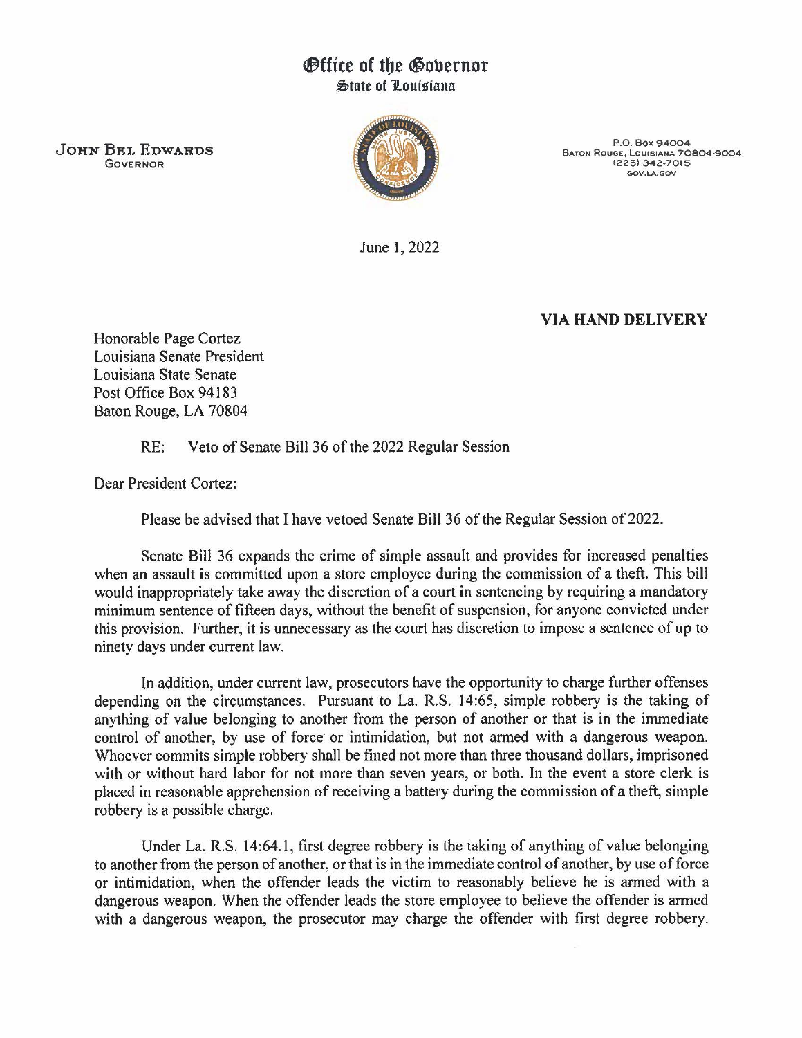# Office of the Governor
## State of Louisiana

**JOHN BEL EDWARDS**
GOVERNOR

P.O. Box 94004
Baton Rouge, Louisiana 70804-9004
(225) 342-7015
GOV.LA.GOV

June 1, 2022

**VIA HAND DELIVERY**

Honorable Page Cortez
Louisiana Senate President
Louisiana State Senate
Post Office Box 94183
Baton Rouge, LA 70804

RE: Veto of Senate Bill 36 of the 2022 Regular Session

Dear President Cortez:

Please be advised that I have vetoed Senate Bill 36 of the Regular Session of 2022.

Senate Bill 36 expands the crime of simple assault and provides for increased penalties when an assault is committed upon a store employee during the commission of a theft. This bill would inappropriately take away the discretion of a court in sentencing by requiring a mandatory minimum sentence of fifteen days, without the benefit of suspension, for anyone convicted under this provision. Further, it is unnecessary as the court has discretion to impose a sentence of up to ninety days under current law.

In addition, under current law, prosecutors have the opportunity to charge further offenses depending on the circumstances. Pursuant to La. R.S. 14:65, simple robbery is the taking of anything of value belonging to another from the person of another or that is in the immediate control of another, by use of force or intimidation, but not armed with a dangerous weapon. Whoever commits simple robbery shall be fined not more than three thousand dollars, imprisoned with or without hard labor for not more than seven years, or both. In the event a store clerk is placed in reasonable apprehension of receiving a battery during the commission of a theft, simple robbery is a possible charge.

Under La. R.S. 14:64.1, first degree robbery is the taking of anything of value belonging to another from the person of another, or that is in the immediate control of another, by use of force or intimidation, when the offender leads the victim to reasonably believe he is armed with a dangerous weapon. When the offender leads the store employee to believe the offender is armed with a dangerous weapon, the prosecutor may charge the offender with first degree robbery.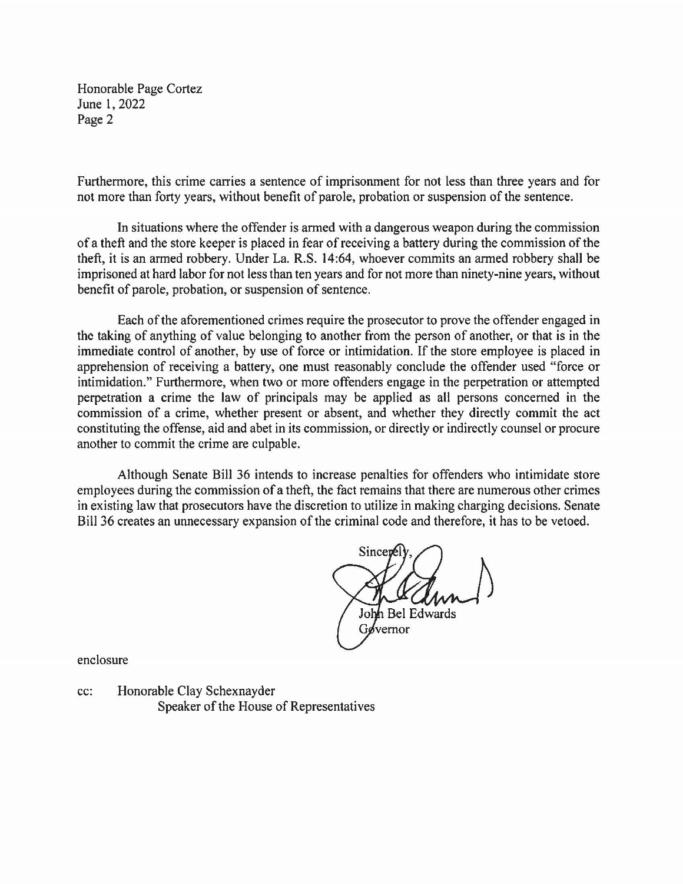Honorable Page Cortez
June 1, 2022
Page 2

Furthermore, this crime carries a sentence of imprisonment for not less than three years and for not more than forty years, without benefit of parole, probation or suspension of the sentence.

In situations where the offender is armed with a dangerous weapon during the commission of a theft and the store keeper is placed in fear of receiving a battery during the commission of the theft, it is an armed robbery. Under La. R.S. 14:64, whoever commits an armed robbery shall be imprisoned at hard labor for not less than ten years and for not more than ninety-nine years, without benefit of parole, probation, or suspension of sentence.

Each of the aforementioned crimes require the prosecutor to prove the offender engaged in the taking of anything of value belonging to another from the person of another, or that is in the immediate control of another, by use of force or intimidation. If the store employee is placed in apprehension of receiving a battery, one must reasonably conclude the offender used "force or intimidation." Furthermore, when two or more offenders engage in the perpetration or attempted perpetration a crime the law of principals may be applied as all persons concerned in the commission of a crime, whether present or absent, and whether they directly commit the act constituting the offense, aid and abet in its commission, or directly or indirectly counsel or procure another to commit the crime are culpable.

Although Senate Bill 36 intends to increase penalties for offenders who intimidate store employees during the commission of a theft, the fact remains that there are numerous other crimes in existing law that prosecutors have the discretion to utilize in making charging decisions. Senate Bill 36 creates an unnecessary expansion of the criminal code and therefore, it has to be vetoed.

Sincerely,

John Bel Edwards
Governor

enclosure

cc: Honorable Clay Schexnayder
Speaker of the House of Representatives